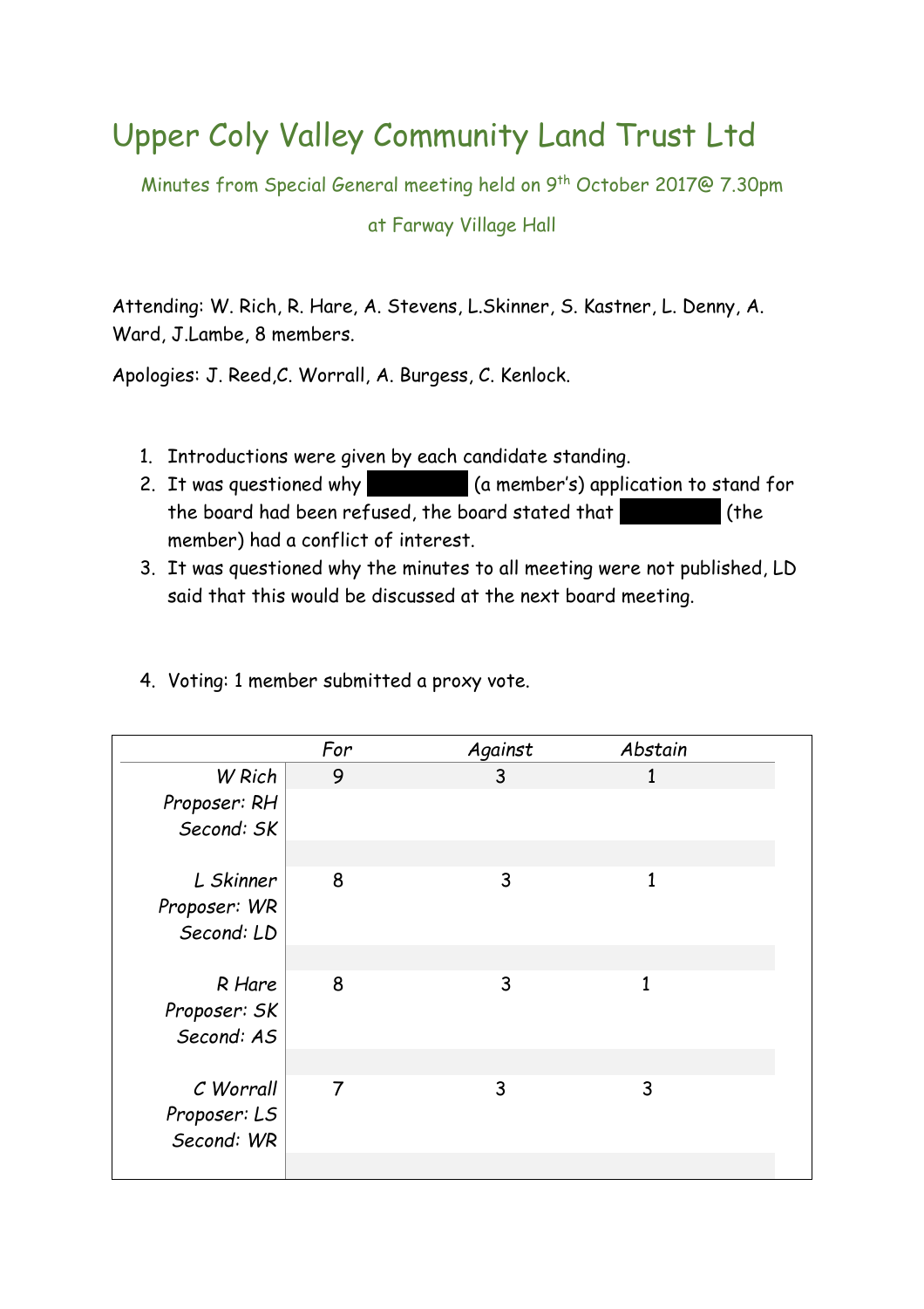# Upper Coly Valley Community Land Trust Ltd

Minutes from Special General meeting held on 9th October 2017@ 7.30pm

at Farway Village Hall

Attending: W. Rich, R. Hare, A. Stevens, L.Skinner, S. Kastner, L. Denny, A. Ward, J.Lambe, 8 members.

Apologies: J. Reed,C. Worrall, A. Burgess, C. Kenlock.

1. Introductions were given by each candidate standing.
2. It was questioned why ██████ (a member's) application to stand for the board had been refused, the board stated that ██████ (the member) had a conflict of interest.
3. It was questioned why the minutes to all meeting were not published, LD said that this would be discussed at the next board meeting.
4. Voting: 1 member submitted a proxy vote.

| | *For* | *Against* | *Abstain* |
|---|---|---|---|
| *W Rich*<br>*Proposer: RH*<br>*Second: SK* | 9 | 3 | 1 |
| *L Skinner*<br>*Proposer: WR*<br>*Second: LD* | 8 | 3 | 1 |
| *R Hare*<br>*Proposer: SK*<br>*Second: AS* | 8 | 3 | 1 |
| *C Worrall*<br>*Proposer: LS*<br>*Second: WR* | 7 | 3 | 3 |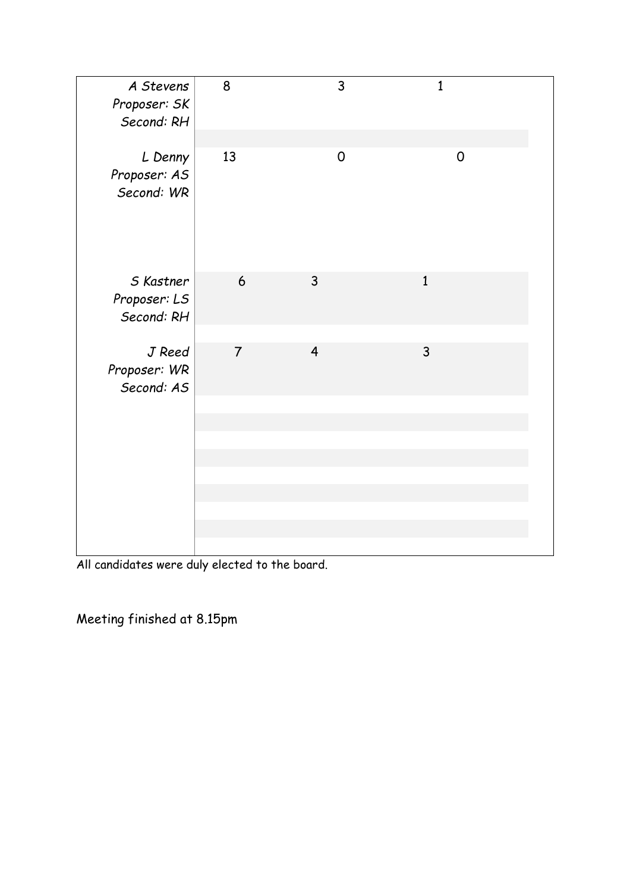| | | | |
|---|---|---|---|
| *A Stevens*<br>*Proposer: SK*<br>*Second: RH* | 8 | 3 | 1 |
| *L Denny*<br>*Proposer: AS*<br>*Second: WR* | 13 | 0 | 0 |
| *S Kastner*<br>*Proposer: LS*<br>*Second: RH* | 6 | 3 | 1 |
| *J Reed*<br>*Proposer: WR*<br>*Second: AS* | 7 | 4 | 3 |

All candidates were duly elected to the board.

Meeting finished at 8.15pm